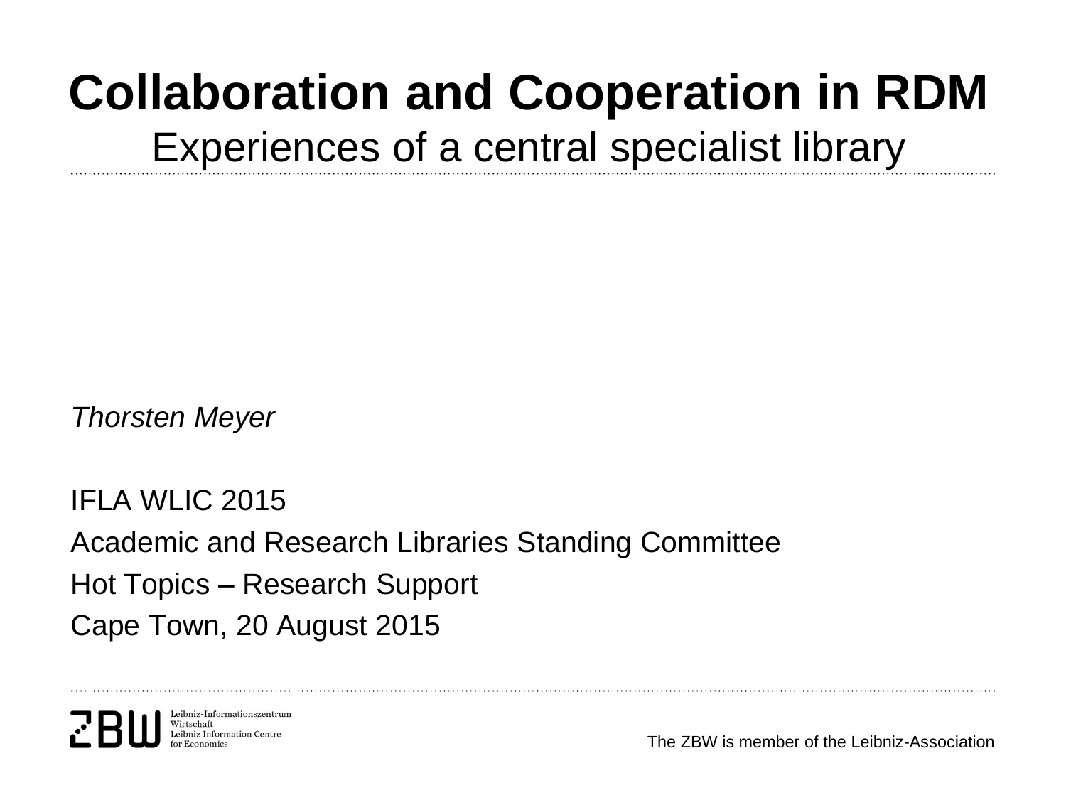# Collaboration and Cooperation in RDM

Experiences of a central specialist library

*Thorsten Meyer*

IFLA WLIC 2015

Academic and Research Libraries Standing Committee

Hot Topics – Research Support

Cape Town, 20 August 2015

ZBW Leibniz-Informationszentrum Wirtschaft Leibniz Information Centre for Economics

The ZBW is member of the Leibniz-Association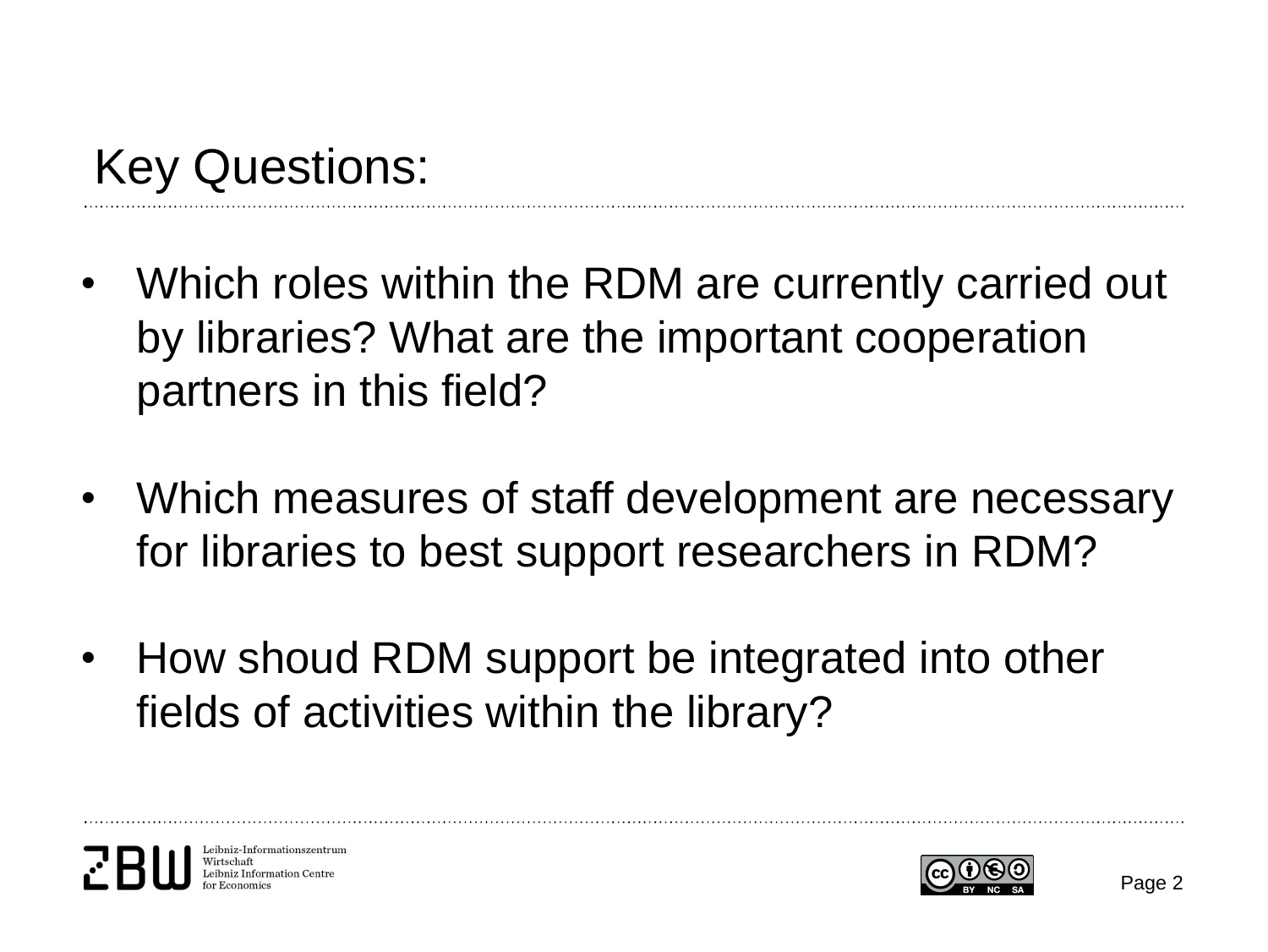# Key Questions:

- Which roles within the RDM are currently carried out by libraries? What are the important cooperation partners in this field?
- Which measures of staff development are necessary for libraries to best support researchers in RDM?
- How shoud RDM support be integrated into other fields of activities within the library?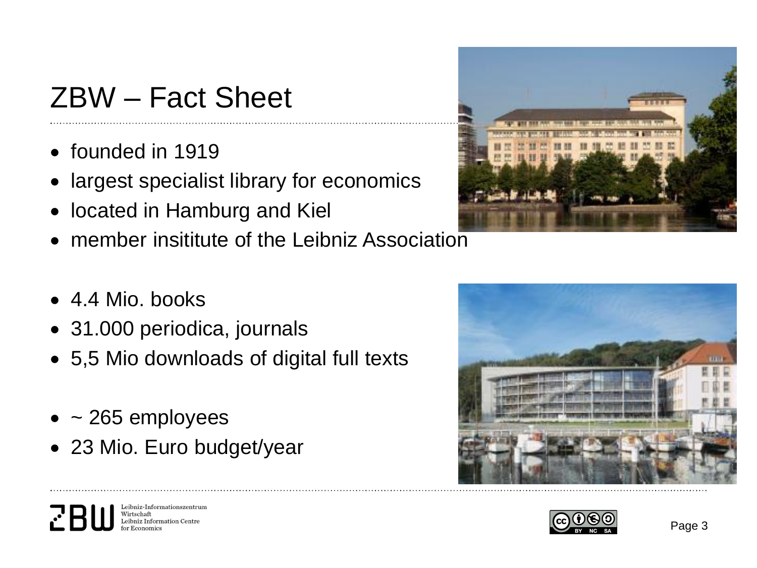# ZBW – Fact Sheet

- founded in 1919
- largest specialist library for economics
- located in Hamburg and Kiel
- member insititute of the Leibniz Association

- 4.4 Mio. books
- 31.000 periodica, journals
- 5,5 Mio downloads of digital full texts

- ~ 265 employees
- 23 Mio. Euro budget/year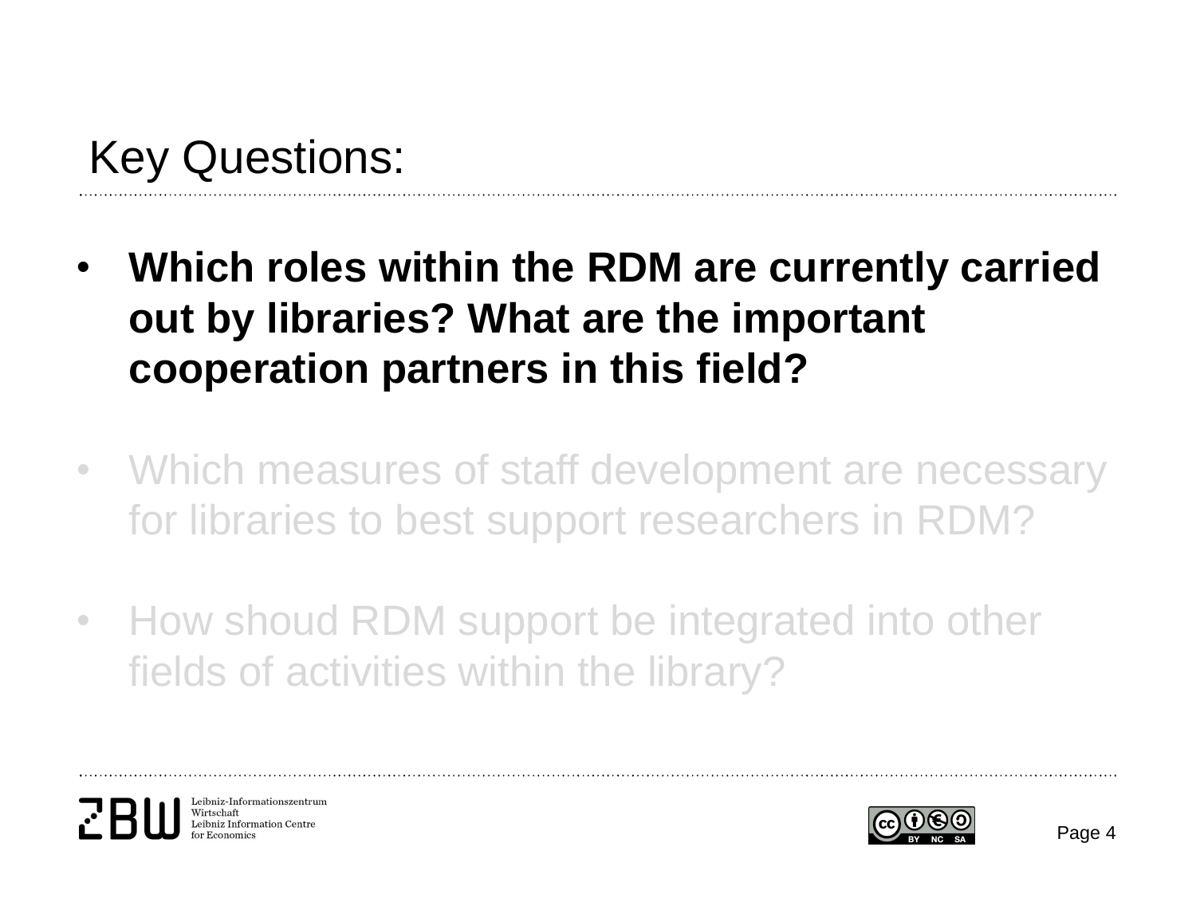# Key Questions:

- **Which roles within the RDM are currently carried out by libraries? What are the important cooperation partners in this field?**
- Which measures of staff development are necessary for libraries to best support researchers in RDM?
- How shoud RDM support be integrated into other fields of activities within the library?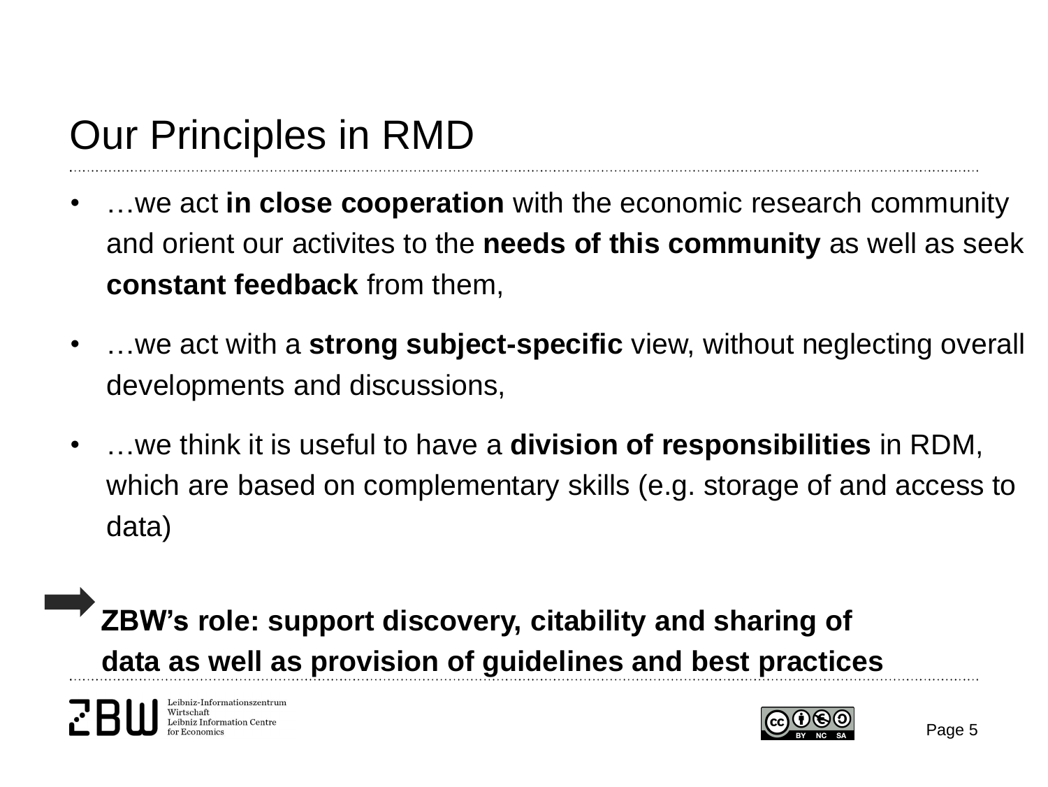# Our Principles in RMD

- …we act **in close cooperation** with the economic research community and orient our activites to the **needs of this community** as well as seek **constant feedback** from them,
- …we act with a **strong subject-specific** view, without neglecting overall developments and discussions,
- …we think it is useful to have a **division of responsibilities** in RDM, which are based on complementary skills (e.g. storage of and access to data)

➡ **ZBW's role: support discovery, citability and sharing of data as well as provision of guidelines and best practices**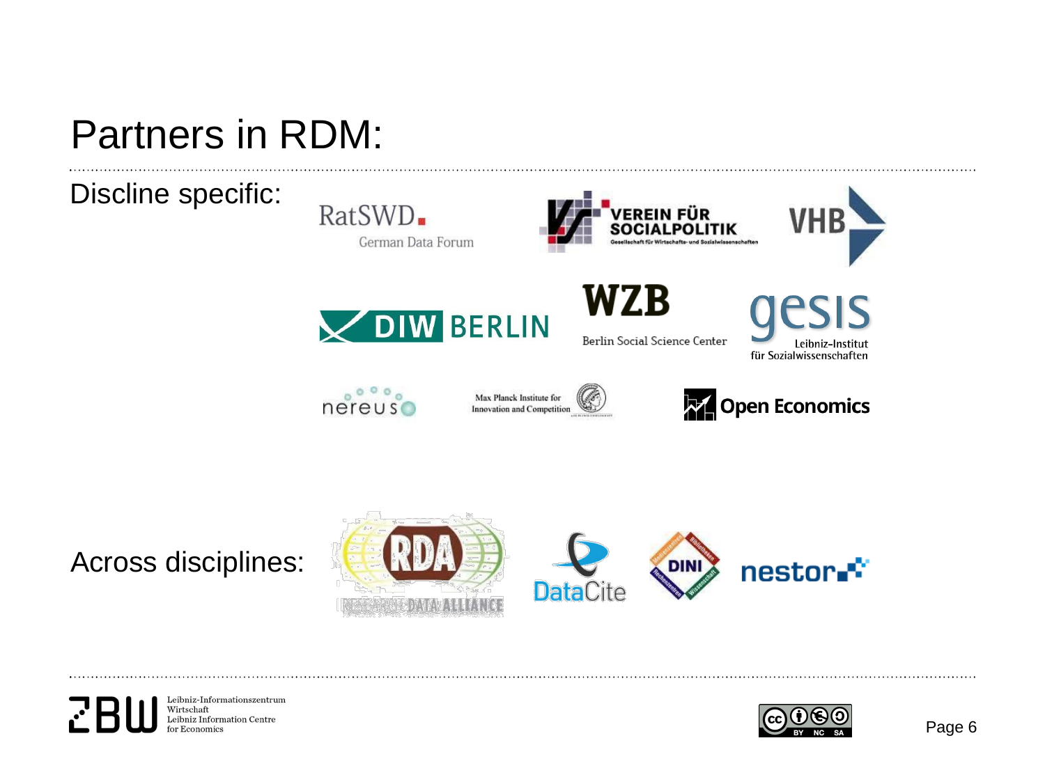# Partners in RDM:

Discline specific:

RatSWD German Data Forum

VEREIN FÜR SOCIALPOLITIK Gesellschaft für Wirtschafts- und Sozialwissenschaften

VHB

DIW BERLIN

WZB Berlin Social Science Center

gesis Leibniz-Institut für Sozialwissenschaften

nereus

Max Planck Institute for Innovation and Competition

Open Economics

Across disciplines:

RDA RESEARCH DATA ALLIANCE

DataCite

DINI

nestor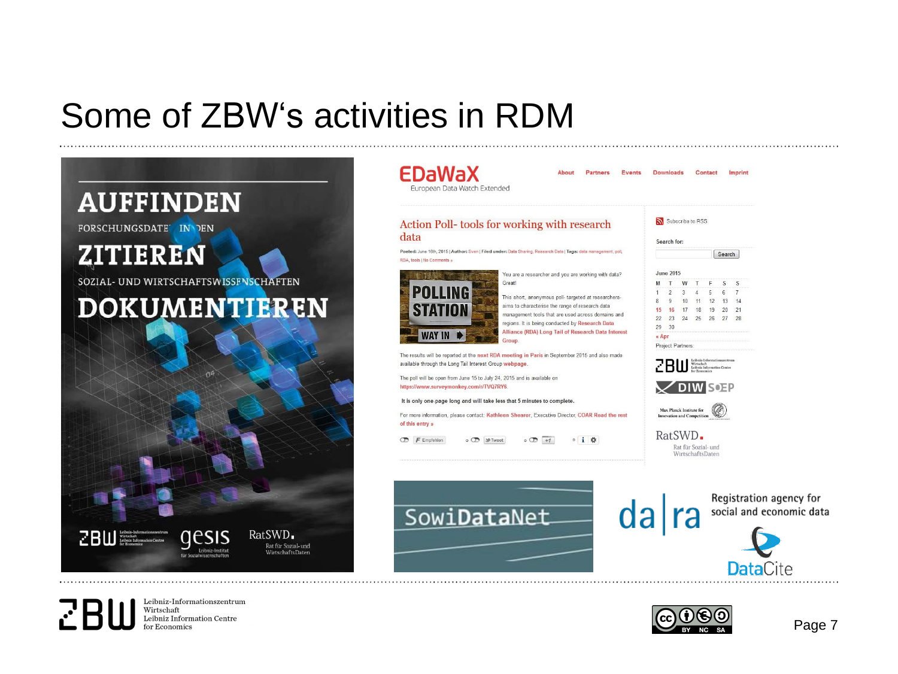# Some of ZBW's activities in RDM

AUFFINDEN
FORSCHUNGSDATEN IN DEN
ZITIEREN
SOZIAL- UND WIRTSCHAFTSWISSENSCHAFTEN
DOKUMENTIEREN

ZBW Leibniz-Informationszentrum Wirtschaft Leibniz Information Centre for Economics | gesis Leibniz-Institut für Sozialwissenschaften | RatSWD Rat für Sozial- und WirtschaftsDaten

**EDaWaX** European Data Watch Extended

About | Partners | Events | Downloads | Contact | Imprint

## Action Poll- tools for working with research data

Posted: June 16th, 2015 | Author: Sven | Filed under: Data Sharing, Research Data | Tags: data management, poll, RDA, tools | No Comments »

You are a researcher and you are working with data? Great!

This short, anonymous poll- targeted at researchers- aims to characterise the range of research data management tools that are used across domains and regions. It is being conducted by Research Data Alliance (RDA) Long Tail of Research Data Interest Group.

The results will be reported at the next RDA meeting in Paris in September 2015 and also made available through the Long Tail Interest Group webpage.

The poll will be open from June 15 to July 24, 2015 and is available on https://www.surveymonkey.com/r/TVQ7RY6.

It is only one-page long and will take less that 5 minutes to complete.

For more information, please contact: Kathleen Shearer, Executive Director, COAR Read the rest of this entry »

Subscribe to RSS

Search for:

June 2015

| M | T | W | T | F | S | S |
|---|---|---|---|---|---|---|
| 1 | 2 | 3 | 4 | 5 | 6 | 7 |
| 8 | 9 | 10 | 11 | 12 | 13 | 14 |
| 15 | 16 | 17 | 18 | 19 | 20 | 21 |
| 22 | 23 | 24 | 25 | 26 | 27 | 28 |
| 29 | 30 | | | | | |

« Apr

Project Partners: ZBW, DIW SOEP, Max Planck Institute for Innovation and Competition, RatSWD Rat für Sozial- und WirtschaftsDaten

SowiDataNet

da|ra Registration agency for social and economic data

DataCite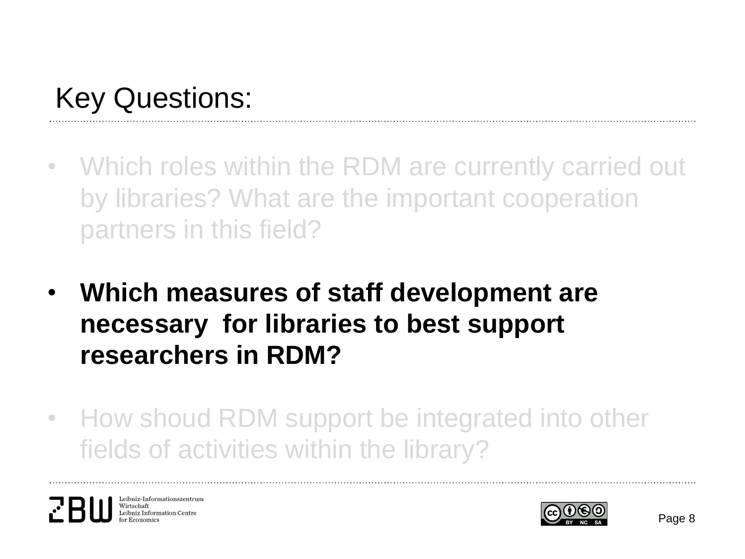# Key Questions:

- Which roles within the RDM are currently carried out by libraries? What are the important cooperation partners in this field?

- **Which measures of staff development are necessary  for libraries to best support researchers in RDM?**

- How shoud RDM support be integrated into other fields of activities within the library?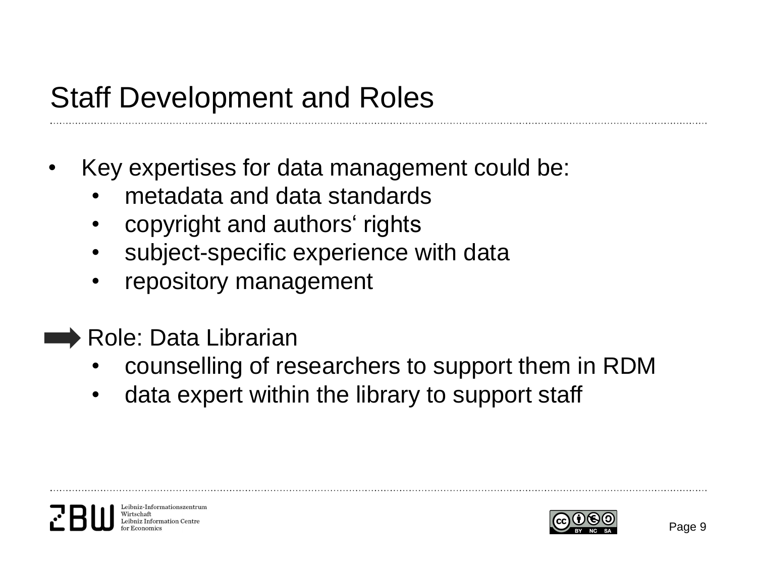# Staff Development and Roles

- Key expertises for data management could be:
  - metadata and data standards
  - copyright and authors‘ rights
  - subject-specific experience with data
  - repository management

➡ Role: Data Librarian

- counselling of researchers to support them in RDM
- data expert within the library to support staff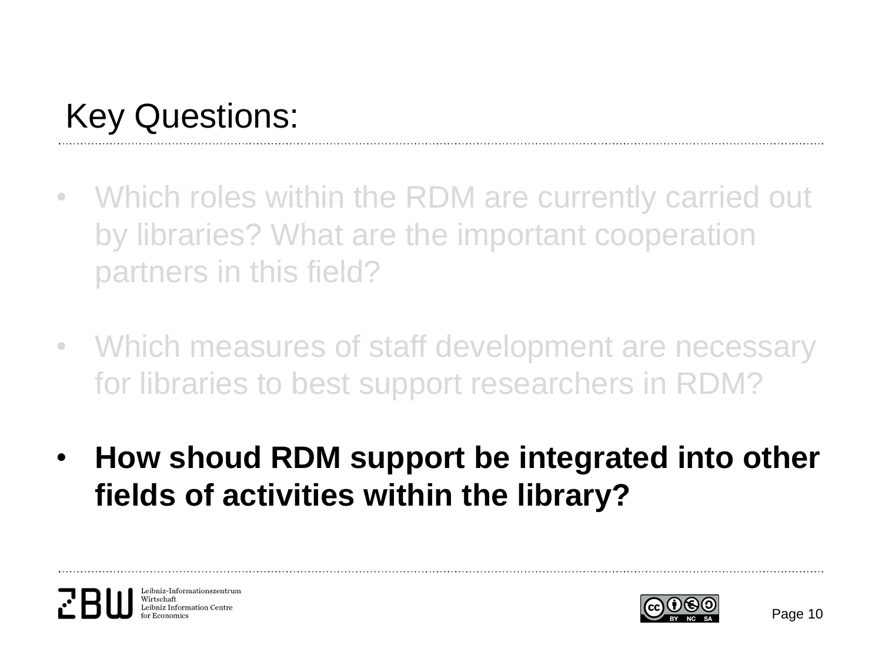# Key Questions:

- Which roles within the RDM are currently carried out by libraries? What are the important cooperation partners in this field?
- Which measures of staff development are necessary for libraries to best support researchers in RDM?
- **How shoud RDM support be integrated into other fields of activities within the library?**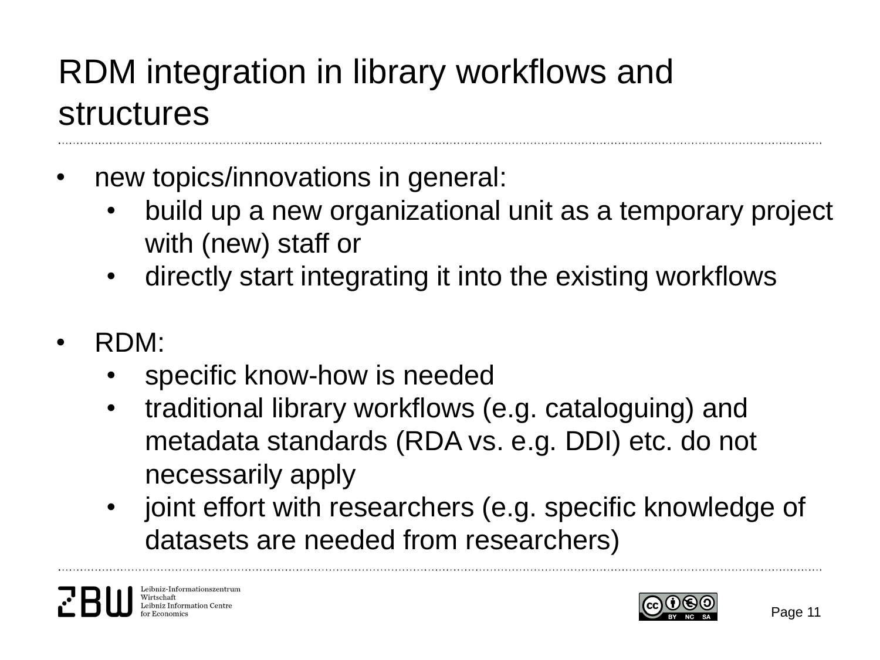# RDM integration in library workflows and structures

- new topics/innovations in general:
  - build up a new organizational unit as a temporary project with (new) staff or
  - directly start integrating it into the existing workflows

- RDM:
  - specific know-how is needed
  - traditional library workflows (e.g. cataloguing) and metadata standards (RDA vs. e.g. DDI) etc. do not necessarily apply
  - joint effort with researchers (e.g. specific knowledge of datasets are needed from researchers)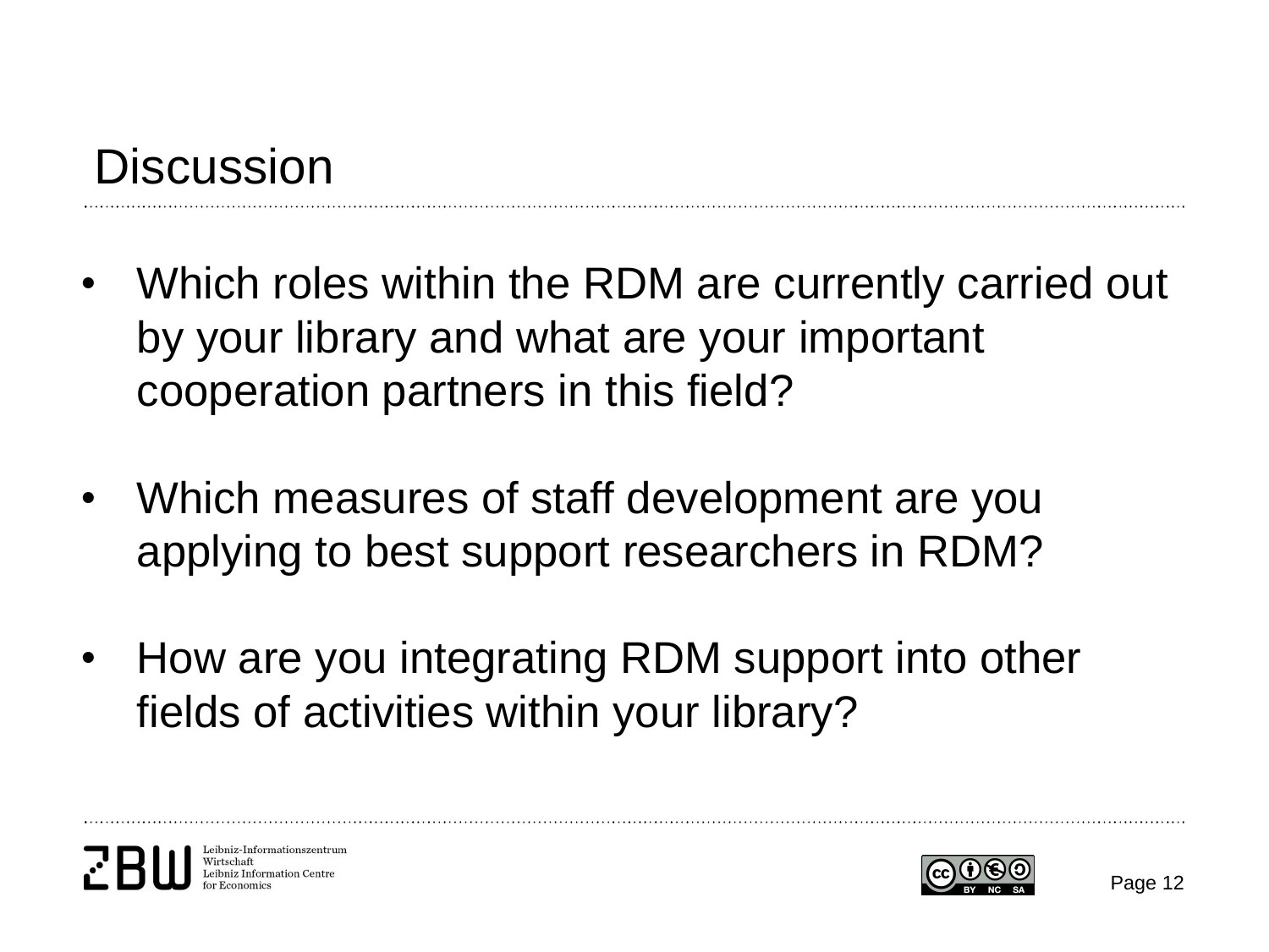# Discussion

- Which roles within the RDM are currently carried out by your library and what are your important cooperation partners in this field?
- Which measures of staff development are you applying to best support researchers in RDM?
- How are you integrating RDM support into other fields of activities within your library?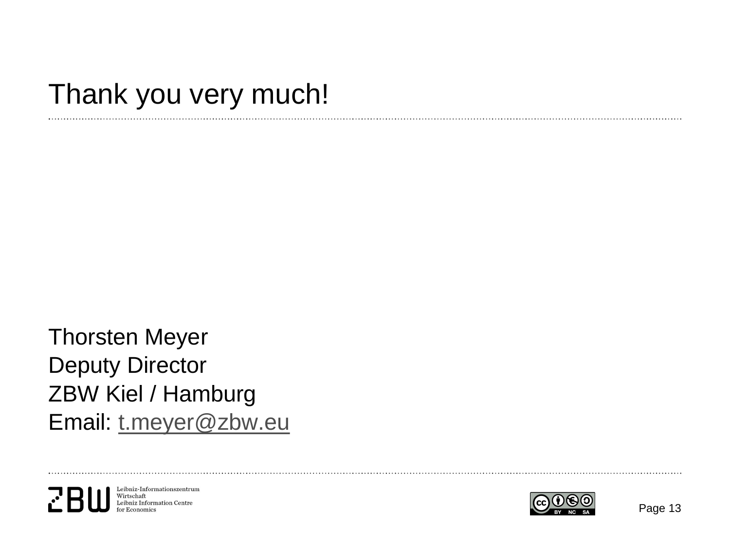# Thank you very much!

Thorsten Meyer
Deputy Director
ZBW Kiel / Hamburg
Email: t.meyer@zbw.eu

Leibniz-Informationszentrum Wirtschaft
Leibniz Information Centre for Economics